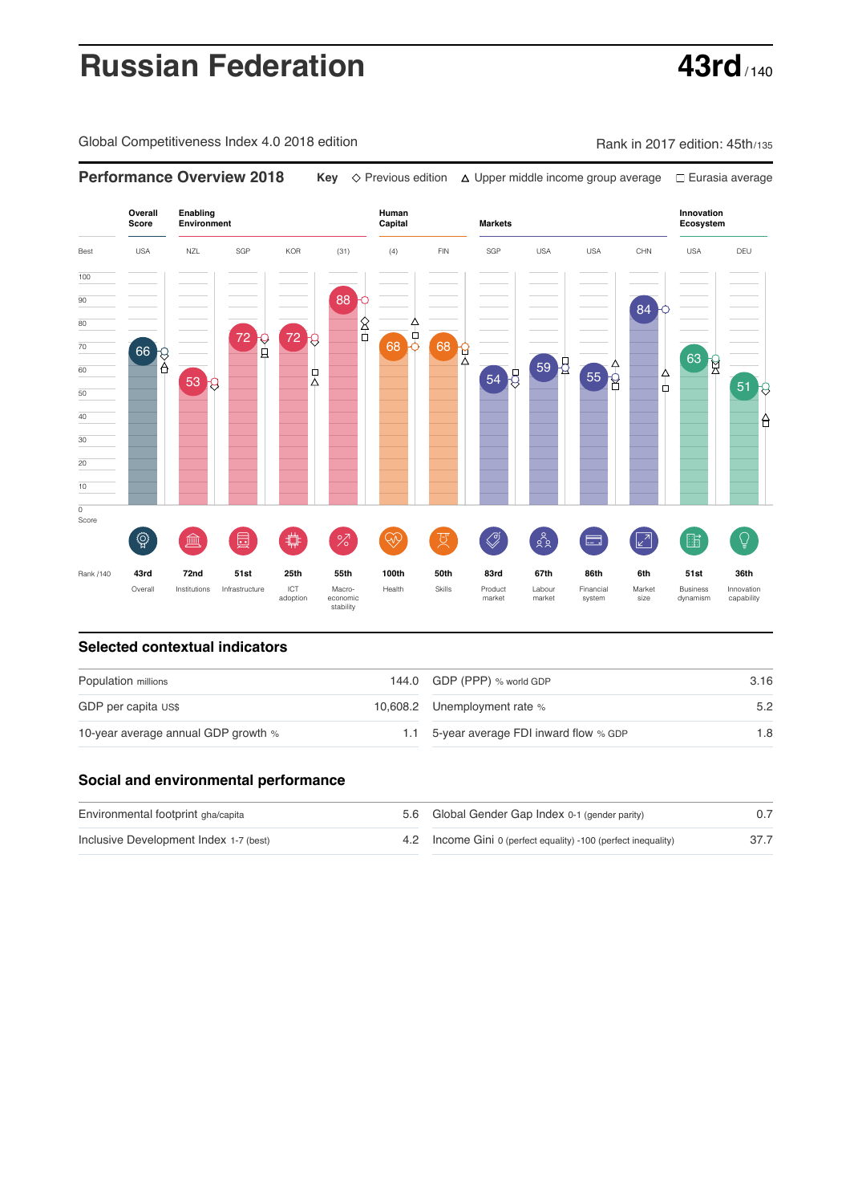# Russian Federation

**43rd** / 140

Global Competitiveness Index 4.0 2018 edition

Rank in 2017 edition: 45th/135

## Performance Overview 2018

Key: ◇ Previous edition △ Upper middle income group average □ Eurasia average

| | Overall Score | Enabling Environment | | | | Human Capital | | Markets | | | | Innovation Ecosystem | |
|---|---|---|---|---|---|---|---|---|---|---|---|---|---|
| Best | USA | NZL | SGP | KOR | (31) | (4) | FIN | SGP | USA | USA | CHN | USA | DEU |
| Score | 66 | 53 | 72 | 72 | 88 | 68 | 68 | 54 | 59 | 55 | 84 | 63 | 51 |
| Rank /140 | 43rd | 72nd | 51st | 25th | 55th | 100th | 50th | 83rd | 67th | 86th | 6th | 51st | 36th |
| | Overall | Institutions | Infrastructure | ICT adoption | Macro-economic stability | Health | Skills | Product market | Labour market | Financial system | Market size | Business dynamism | Innovation capability |

## Selected contextual indicators

| Indicator | Value | Indicator | Value |
|---|---|---|---|
| Population millions | 144.0 | GDP (PPP) % world GDP | 3.16 |
| GDP per capita US$ | 10,608.2 | Unemployment rate % | 5.2 |
| 10-year average annual GDP growth % | 1.1 | 5-year average FDI inward flow % GDP | 1.8 |

## Social and environmental performance

| Indicator | Value | Indicator | Value |
|---|---|---|---|
| Environmental footprint gha/capita | 5.6 | Global Gender Gap Index 0-1 (gender parity) | 0.7 |
| Inclusive Development Index 1-7 (best) | 4.2 | Income Gini 0 (perfect equality) -100 (perfect inequality) | 37.7 |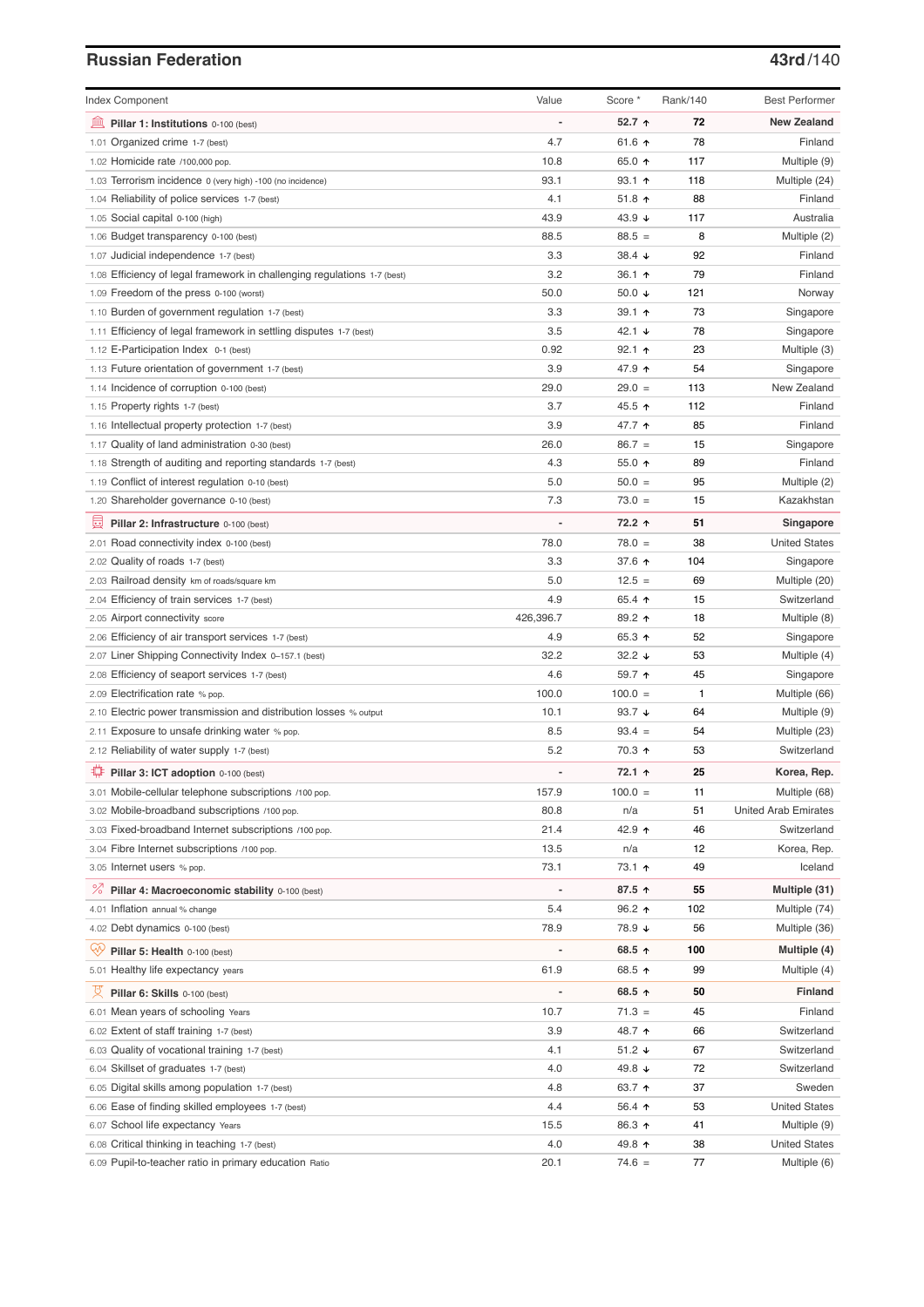## Russian Federation

**43rd**/140

| Index Component | Value | Score * | Rank/140 | Best Performer |
|---|---|---|---|---|
| **Pillar 1: Institutions** 0-100 (best) | - | **52.7 ↑** | **72** | **New Zealand** |
| 1.01 Organized crime 1-7 (best) | 4.7 | 61.6 ↑ | 78 | Finland |
| 1.02 Homicide rate /100,000 pop. | 10.8 | 65.0 ↑ | 117 | Multiple (9) |
| 1.03 Terrorism incidence 0 (very high) -100 (no incidence) | 93.1 | 93.1 ↑ | 118 | Multiple (24) |
| 1.04 Reliability of police services 1-7 (best) | 4.1 | 51.8 ↑ | 88 | Finland |
| 1.05 Social capital 0-100 (high) | 43.9 | 43.9 ↓ | 117 | Australia |
| 1.06 Budget transparency 0-100 (best) | 88.5 | 88.5 = | 8 | Multiple (2) |
| 1.07 Judicial independence 1-7 (best) | 3.3 | 38.4 ↓ | 92 | Finland |
| 1.08 Efficiency of legal framework in challenging regulations 1-7 (best) | 3.2 | 36.1 ↑ | 79 | Finland |
| 1.09 Freedom of the press 0-100 (worst) | 50.0 | 50.0 ↓ | 121 | Norway |
| 1.10 Burden of government regulation 1-7 (best) | 3.3 | 39.1 ↑ | 73 | Singapore |
| 1.11 Efficiency of legal framework in settling disputes 1-7 (best) | 3.5 | 42.1 ↓ | 78 | Singapore |
| 1.12 E-Participation Index 0-1 (best) | 0.92 | 92.1 ↑ | 23 | Multiple (3) |
| 1.13 Future orientation of government 1-7 (best) | 3.9 | 47.9 ↑ | 54 | Singapore |
| 1.14 Incidence of corruption 0-100 (best) | 29.0 | 29.0 = | 113 | New Zealand |
| 1.15 Property rights 1-7 (best) | 3.7 | 45.5 ↑ | 112 | Finland |
| 1.16 Intellectual property protection 1-7 (best) | 3.9 | 47.7 ↑ | 85 | Finland |
| 1.17 Quality of land administration 0-30 (best) | 26.0 | 86.7 = | 15 | Singapore |
| 1.18 Strength of auditing and reporting standards 1-7 (best) | 4.3 | 55.0 ↑ | 89 | Finland |
| 1.19 Conflict of interest regulation 0-10 (best) | 5.0 | 50.0 = | 95 | Multiple (2) |
| 1.20 Shareholder governance 0-10 (best) | 7.3 | 73.0 = | 15 | Kazakhstan |
| **Pillar 2: Infrastructure** 0-100 (best) | - | **72.2 ↑** | **51** | **Singapore** |
| 2.01 Road connectivity index 0-100 (best) | 78.0 | 78.0 = | 38 | United States |
| 2.02 Quality of roads 1-7 (best) | 3.3 | 37.6 ↑ | 104 | Singapore |
| 2.03 Railroad density km of roads/square km | 5.0 | 12.5 = | 69 | Multiple (20) |
| 2.04 Efficiency of train services 1-7 (best) | 4.9 | 65.4 ↑ | 15 | Switzerland |
| 2.05 Airport connectivity score | 426,396.7 | 89.2 ↑ | 18 | Multiple (8) |
| 2.06 Efficiency of air transport services 1-7 (best) | 4.9 | 65.3 ↑ | 52 | Singapore |
| 2.07 Liner Shipping Connectivity Index 0–157.1 (best) | 32.2 | 32.2 ↓ | 53 | Multiple (4) |
| 2.08 Efficiency of seaport services 1-7 (best) | 4.6 | 59.7 ↑ | 45 | Singapore |
| 2.09 Electrification rate % pop. | 100.0 | 100.0 = | 1 | Multiple (66) |
| 2.10 Electric power transmission and distribution losses % output | 10.1 | 93.7 ↓ | 64 | Multiple (9) |
| 2.11 Exposure to unsafe drinking water % pop. | 8.5 | 93.4 = | 54 | Multiple (23) |
| 2.12 Reliability of water supply 1-7 (best) | 5.2 | 70.3 ↑ | 53 | Switzerland |
| **Pillar 3: ICT adoption** 0-100 (best) | - | **72.1 ↑** | **25** | **Korea, Rep.** |
| 3.01 Mobile-cellular telephone subscriptions /100 pop. | 157.9 | 100.0 = | 11 | Multiple (68) |
| 3.02 Mobile-broadband subscriptions /100 pop. | 80.8 | n/a | 51 | United Arab Emirates |
| 3.03 Fixed-broadband Internet subscriptions /100 pop. | 21.4 | 42.9 ↑ | 46 | Switzerland |
| 3.04 Fibre Internet subscriptions /100 pop. | 13.5 | n/a | 12 | Korea, Rep. |
| 3.05 Internet users % pop. | 73.1 | 73.1 ↑ | 49 | Iceland |
| **Pillar 4: Macroeconomic stability** 0-100 (best) | - | **87.5 ↑** | **55** | **Multiple (31)** |
| 4.01 Inflation annual % change | 5.4 | 96.2 ↑ | 102 | Multiple (74) |
| 4.02 Debt dynamics 0-100 (best) | 78.9 | 78.9 ↓ | 56 | Multiple (36) |
| **Pillar 5: Health** 0-100 (best) | - | **68.5 ↑** | **100** | **Multiple (4)** |
| 5.01 Healthy life expectancy years | 61.9 | 68.5 ↑ | 99 | Multiple (4) |
| **Pillar 6: Skills** 0-100 (best) | - | **68.5 ↑** | **50** | **Finland** |
| 6.01 Mean years of schooling Years | 10.7 | 71.3 = | 45 | Finland |
| 6.02 Extent of staff training 1-7 (best) | 3.9 | 48.7 ↑ | 66 | Switzerland |
| 6.03 Quality of vocational training 1-7 (best) | 4.1 | 51.2 ↓ | 67 | Switzerland |
| 6.04 Skillset of graduates 1-7 (best) | 4.0 | 49.8 ↓ | 72 | Switzerland |
| 6.05 Digital skills among population 1-7 (best) | 4.8 | 63.7 ↑ | 37 | Sweden |
| 6.06 Ease of finding skilled employees 1-7 (best) | 4.4 | 56.4 ↑ | 53 | United States |
| 6.07 School life expectancy Years | 15.5 | 86.3 ↑ | 41 | Multiple (9) |
| 6.08 Critical thinking in teaching 1-7 (best) | 4.0 | 49.8 ↑ | 38 | United States |
| 6.09 Pupil-to-teacher ratio in primary education Ratio | 20.1 | 74.6 = | 77 | Multiple (6) |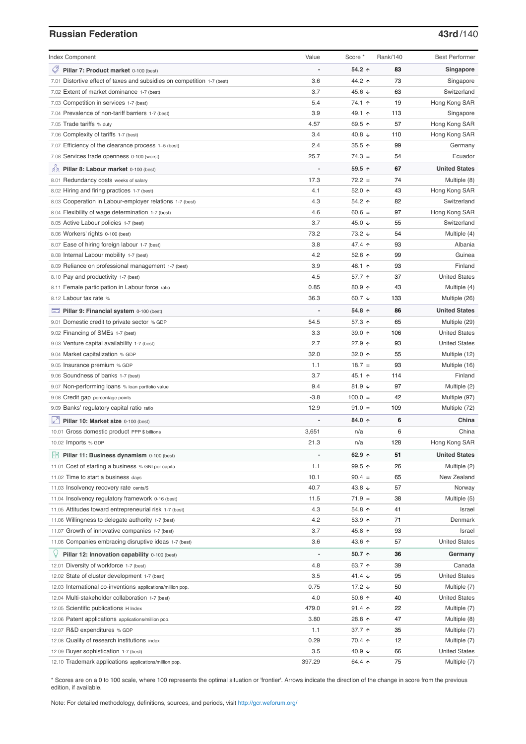## Russian Federation

**43rd**/140

| Index Component | Value | Score * | Rank/140 | Best Performer |
|---|---|---|---|---|
| **Pillar 7: Product market** 0-100 (best) | - | **54.2 ↑** | **83** | **Singapore** |
| 7.01 Distortive effect of taxes and subsidies on competition 1-7 (best) | 3.6 | 44.2 ↑ | 73 | Singapore |
| 7.02 Extent of market dominance 1-7 (best) | 3.7 | 45.6 ↓ | 63 | Switzerland |
| 7.03 Competition in services 1-7 (best) | 5.4 | 74.1 ↑ | 19 | Hong Kong SAR |
| 7.04 Prevalence of non-tariff barriers 1-7 (best) | 3.9 | 49.1 ↑ | 113 | Singapore |
| 7.05 Trade tariffs % duty | 4.57 | 69.5 ↑ | 57 | Hong Kong SAR |
| 7.06 Complexity of tariffs 1-7 (best) | 3.4 | 40.8 ↓ | 110 | Hong Kong SAR |
| 7.07 Efficiency of the clearance process 1–5 (best) | 2.4 | 35.5 ↑ | 99 | Germany |
| 7.08 Services trade openness 0-100 (worst) | 25.7 | 74.3 = | 54 | Ecuador |
| **Pillar 8: Labour market** 0-100 (best) | - | **59.5 ↑** | **67** | **United States** |
| 8.01 Redundancy costs weeks of salary | 17.3 | 72.2 = | 74 | Multiple (8) |
| 8.02 Hiring and firing practices 1-7 (best) | 4.1 | 52.0 ↑ | 43 | Hong Kong SAR |
| 8.03 Cooperation in Labour-employer relations 1-7 (best) | 4.3 | 54.2 ↑ | 82 | Switzerland |
| 8.04 Flexibility of wage determination 1-7 (best) | 4.6 | 60.6 = | 97 | Hong Kong SAR |
| 8.05 Active Labour policies 1-7 (best) | 3.7 | 45.0 ↓ | 55 | Switzerland |
| 8.06 Workers' rights 0-100 (best) | 73.2 | 73.2 ↓ | 54 | Multiple (4) |
| 8.07 Ease of hiring foreign labour 1-7 (best) | 3.8 | 47.4 ↑ | 93 | Albania |
| 8.08 Internal Labour mobility 1-7 (best) | 4.2 | 52.6 ↑ | 99 | Guinea |
| 8.09 Reliance on professional management 1-7 (best) | 3.9 | 48.1 ↑ | 93 | Finland |
| 8.10 Pay and productivity 1-7 (best) | 4.5 | 57.7 ↑ | 37 | United States |
| 8.11 Female participation in Labour force ratio | 0.85 | 80.9 ↑ | 43 | Multiple (4) |
| 8.12 Labour tax rate % | 36.3 | 60.7 ↓ | 133 | Multiple (26) |
| **Pillar 9: Financial system** 0-100 (best) | - | **54.8 ↑** | **86** | **United States** |
| 9.01 Domestic credit to private sector % GDP | 54.5 | 57.3 ↑ | 65 | Multiple (29) |
| 9.02 Financing of SMEs 1-7 (best) | 3.3 | 39.0 ↑ | 106 | United States |
| 9.03 Venture capital availability 1-7 (best) | 2.7 | 27.9 ↑ | 93 | United States |
| 9.04 Market capitalization % GDP | 32.0 | 32.0 ↑ | 55 | Multiple (12) |
| 9.05 Insurance premium % GDP | 1.1 | 18.7 = | 93 | Multiple (16) |
| 9.06 Soundness of banks 1-7 (best) | 3.7 | 45.1 ↑ | 114 | Finland |
| 9.07 Non-performing loans % loan portfolio value | 9.4 | 81.9 ↓ | 97 | Multiple (2) |
| 9.08 Credit gap percentage points | -3.8 | 100.0 = | 42 | Multiple (97) |
| 9.09 Banks' regulatory capital ratio ratio | 12.9 | 91.0 = | 109 | Multiple (72) |
| **Pillar 10: Market size** 0-100 (best) | - | **84.0 ↑** | **6** | **China** |
| 10.01 Gross domestic product PPP $ billions | 3,651 | n/a | 6 | China |
| 10.02 Imports % GDP | 21.3 | n/a | 128 | Hong Kong SAR |
| **Pillar 11: Business dynamism** 0-100 (best) | - | **62.9 ↑** | **51** | **United States** |
| 11.01 Cost of starting a business % GNI per capita | 1.1 | 99.5 ↑ | 26 | Multiple (2) |
| 11.02 Time to start a business days | 10.1 | 90.4 = | 65 | New Zealand |
| 11.03 Insolvency recovery rate cents/$ | 40.7 | 43.8 ↓ | 57 | Norway |
| 11.04 Insolvency regulatory framework 0-16 (best) | 11.5 | 71.9 = | 38 | Multiple (5) |
| 11.05 Attitudes toward entrepreneurial risk 1-7 (best) | 4.3 | 54.8 ↑ | 41 | Israel |
| 11.06 Willingness to delegate authority 1-7 (best) | 4.2 | 53.9 ↑ | 71 | Denmark |
| 11.07 Growth of innovative companies 1-7 (best) | 3.7 | 45.8 ↑ | 93 | Israel |
| 11.08 Companies embracing disruptive ideas 1-7 (best) | 3.6 | 43.6 ↑ | 57 | United States |
| **Pillar 12: Innovation capability** 0-100 (best) | - | **50.7 ↑** | **36** | **Germany** |
| 12.01 Diversity of workforce 1-7 (best) | 4.8 | 63.7 ↑ | 39 | Canada |
| 12.02 State of cluster development 1-7 (best) | 3.5 | 41.4 ↓ | 95 | United States |
| 12.03 International co-inventions applications/million pop. | 0.75 | 17.2 ↓ | 50 | Multiple (7) |
| 12.04 Multi-stakeholder collaboration 1-7 (best) | 4.0 | 50.6 ↑ | 40 | United States |
| 12.05 Scientific publications H Index | 479.0 | 91.4 ↑ | 22 | Multiple (7) |
| 12.06 Patent applications applications/million pop. | 3.80 | 28.8 ↑ | 47 | Multiple (8) |
| 12.07 R&D expenditures % GDP | 1.1 | 37.7 ↑ | 35 | Multiple (7) |
| 12.08 Quality of research institutions index | 0.29 | 70.4 ↑ | 12 | Multiple (7) |
| 12.09 Buyer sophistication 1-7 (best) | 3.5 | 40.9 ↓ | 66 | United States |
| 12.10 Trademark applications applications/million pop. | 397.29 | 64.4 ↑ | 75 | Multiple (7) |

* Scores are on a 0 to 100 scale, where 100 represents the optimal situation or 'frontier'. Arrows indicate the direction of the change in score from the previous edition, if available.

Note: For detailed methodology, definitions, sources, and periods, visit http://gcr.weforum.org/